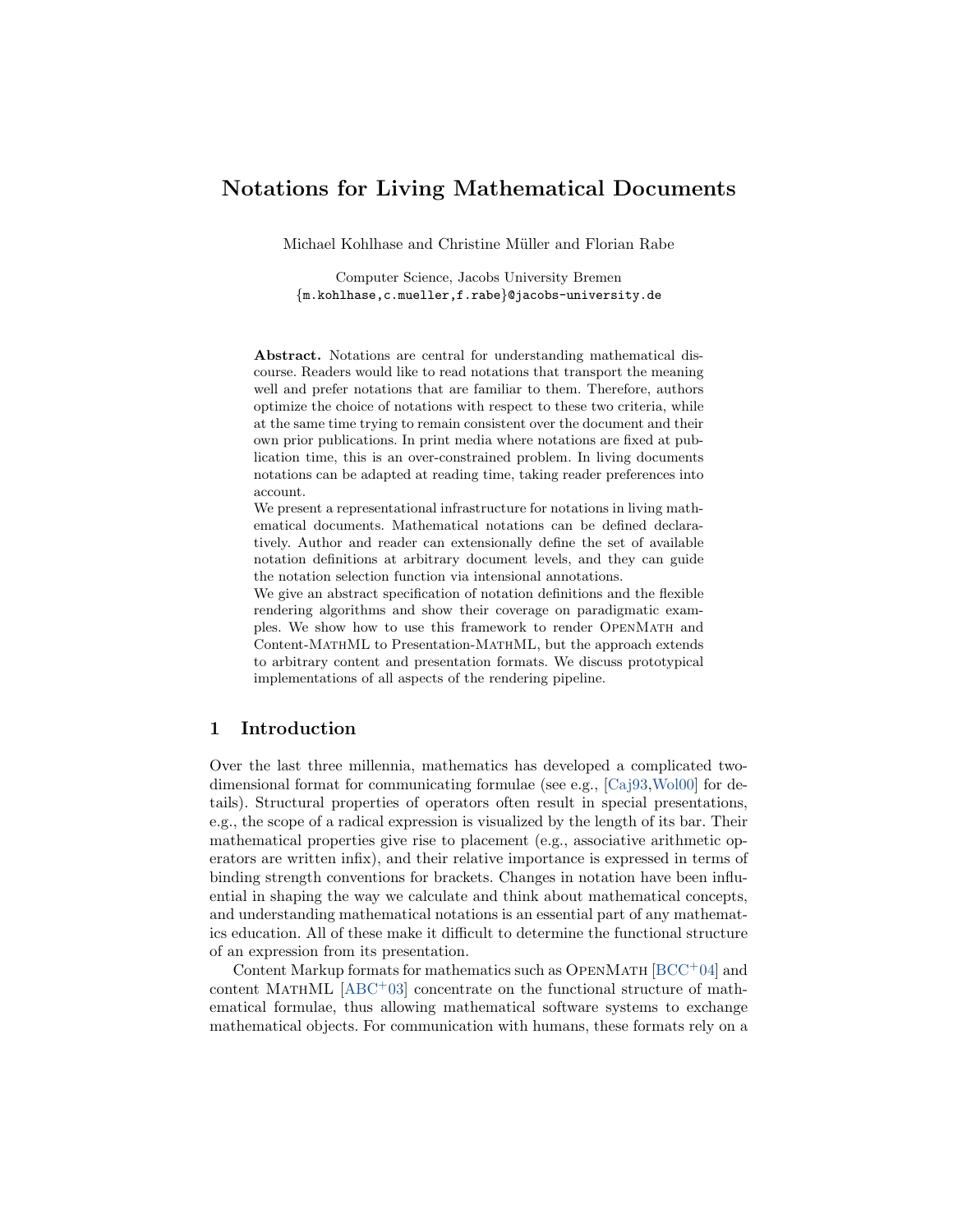# Notations for Living Mathematical Documents

Michael Kohlhase and Christine Müller and Florian Rabe

Computer Science, Jacobs University Bremen
{m.kohlhase,c.mueller,f.rabe}@jacobs-university.de

**Abstract.** Notations are central for understanding mathematical discourse. Readers would like to read notations that transport the meaning well and prefer notations that are familiar to them. Therefore, authors optimize the choice of notations with respect to these two criteria, while at the same time trying to remain consistent over the document and their own prior publications. In print media where notations are fixed at publication time, this is an over-constrained problem. In living documents notations can be adapted at reading time, taking reader preferences into account.

We present a representational infrastructure for notations in living mathematical documents. Mathematical notations can be defined declaratively. Author and reader can extensionally define the set of available notation definitions at arbitrary document levels, and they can guide the notation selection function via intensional annotations.

We give an abstract specification of notation definitions and the flexible rendering algorithms and show their coverage on paradigmatic examples. We show how to use this framework to render OpenMath and Content-MathML to Presentation-MathML, but the approach extends to arbitrary content and presentation formats. We discuss prototypical implementations of all aspects of the rendering pipeline.

## 1 Introduction

Over the last three millennia, mathematics has developed a complicated two-dimensional format for communicating formulae (see e.g., [Caj93,Wol00] for details). Structural properties of operators often result in special presentations, e.g., the scope of a radical expression is visualized by the length of its bar. Their mathematical properties give rise to placement (e.g., associative arithmetic operators are written infix), and their relative importance is expressed in terms of binding strength conventions for brackets. Changes in notation have been influential in shaping the way we calculate and think about mathematical concepts, and understanding mathematical notations is an essential part of any mathematics education. All of these make it difficult to determine the functional structure of an expression from its presentation.

Content Markup formats for mathematics such as OpenMath [BCC+04] and content MathML [ABC+03] concentrate on the functional structure of mathematical formulae, thus allowing mathematical software systems to exchange mathematical objects. For communication with humans, these formats rely on a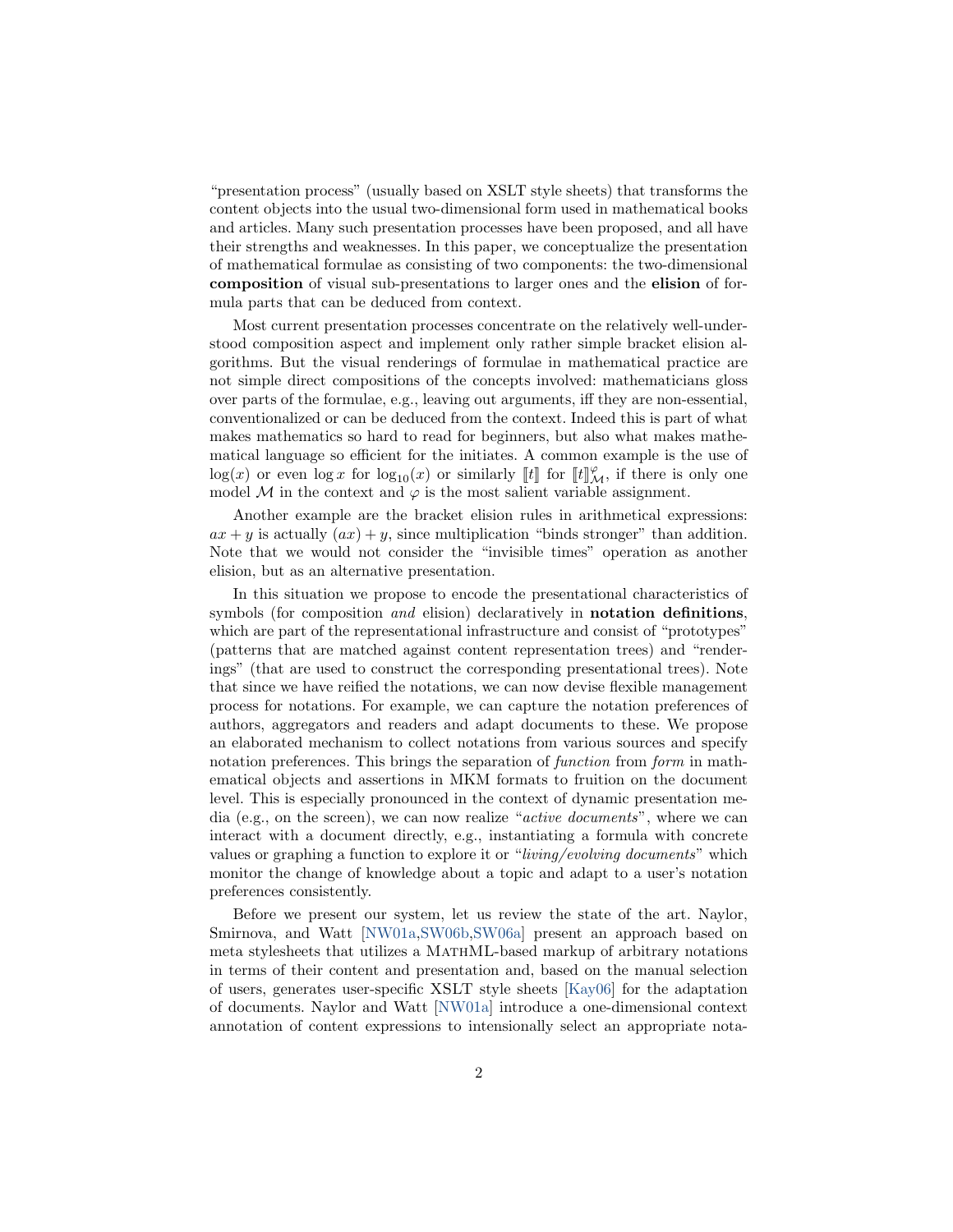"presentation process" (usually based on XSLT style sheets) that transforms the content objects into the usual two-dimensional form used in mathematical books and articles. Many such presentation processes have been proposed, and all have their strengths and weaknesses. In this paper, we conceptualize the presentation of mathematical formulae as consisting of two components: the two-dimensional **composition** of visual sub-presentations to larger ones and the **elision** of formula parts that can be deduced from context.

Most current presentation processes concentrate on the relatively well-understood composition aspect and implement only rather simple bracket elision algorithms. But the visual renderings of formulae in mathematical practice are not simple direct compositions of the concepts involved: mathematicians gloss over parts of the formulae, e.g., leaving out arguments, iff they are non-essential, conventionalized or can be deduced from the context. Indeed this is part of what makes mathematics so hard to read for beginners, but also what makes mathematical language so efficient for the initiates. A common example is the use of $\log(x)$ or even $\log x$ for $\log_{10}(x)$ or similarly $[\![t]\!]$ for $[\![t]\!]^{\varphi}_{\mathcal{M}}$, if there is only one model $\mathcal{M}$ in the context and $\varphi$ is the most salient variable assignment.

Another example are the bracket elision rules in arithmetical expressions: $ax + y$ is actually $(ax) + y$, since multiplication "binds stronger" than addition. Note that we would not consider the "invisible times" operation as another elision, but as an alternative presentation.

In this situation we propose to encode the presentational characteristics of symbols (for composition *and* elision) declaratively in **notation definitions**, which are part of the representational infrastructure and consist of "prototypes" (patterns that are matched against content representation trees) and "renderings" (that are used to construct the corresponding presentational trees). Note that since we have reified the notations, we can now devise flexible management process for notations. For example, we can capture the notation preferences of authors, aggregators and readers and adapt documents to these. We propose an elaborated mechanism to collect notations from various sources and specify notation preferences. This brings the separation of *function* from *form* in mathematical objects and assertions in MKM formats to fruition on the document level. This is especially pronounced in the context of dynamic presentation media (e.g., on the screen), we can now realize "*active documents*", where we can interact with a document directly, e.g., instantiating a formula with concrete values or graphing a function to explore it or "*living/evolving documents*" which monitor the change of knowledge about a topic and adapt to a user's notation preferences consistently.

Before we present our system, let us review the state of the art. Naylor, Smirnova, and Watt [NW01a,SW06b,SW06a] present an approach based on meta stylesheets that utilizes a MathML-based markup of arbitrary notations in terms of their content and presentation and, based on the manual selection of users, generates user-specific XSLT style sheets [Kay06] for the adaptation of documents. Naylor and Watt [NW01a] introduce a one-dimensional context annotation of content expressions to intensionally select an appropriate nota-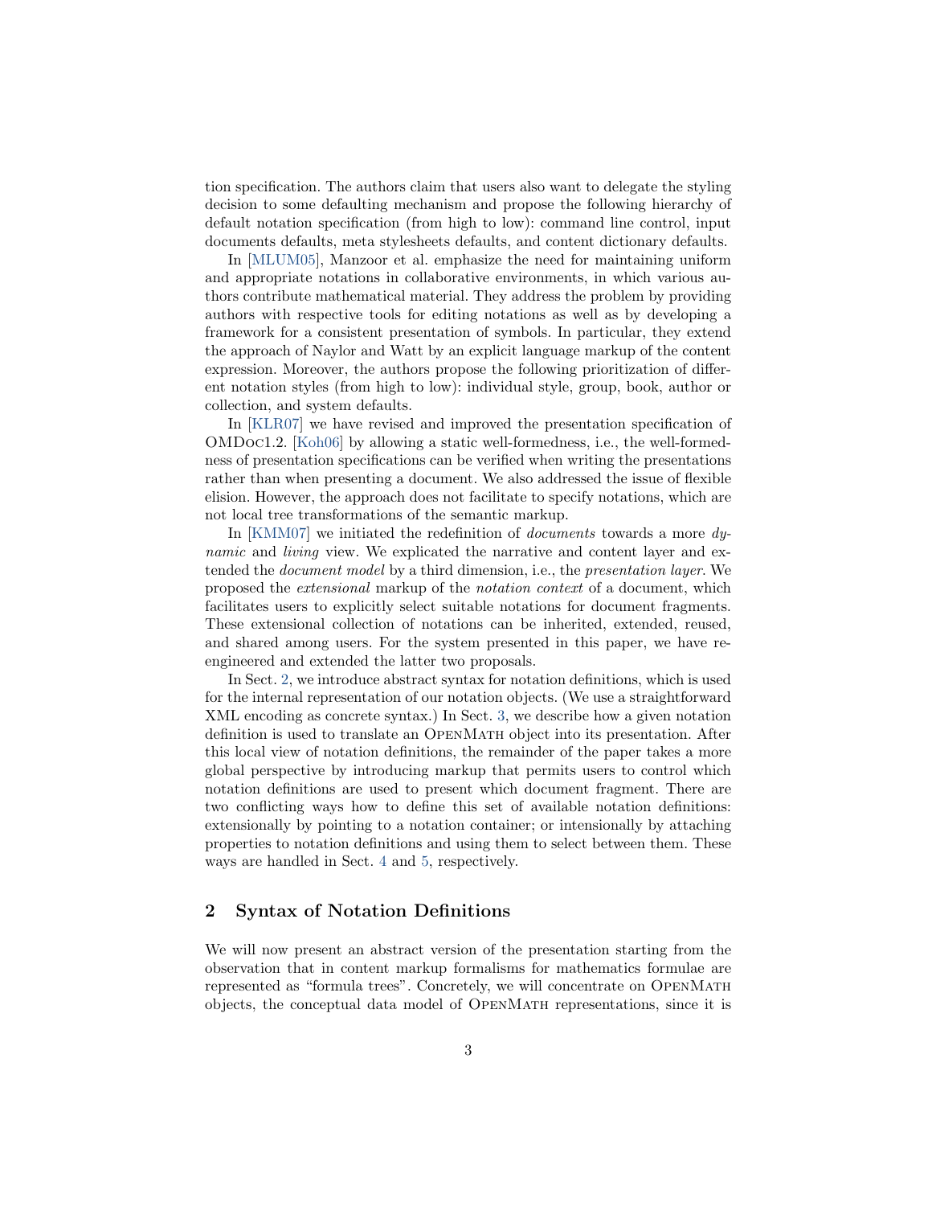tion specification. The authors claim that users also want to delegate the styling decision to some defaulting mechanism and propose the following hierarchy of default notation specification (from high to low): command line control, input documents defaults, meta stylesheets defaults, and content dictionary defaults.

In [MLUM05], Manzoor et al. emphasize the need for maintaining uniform and appropriate notations in collaborative environments, in which various authors contribute mathematical material. They address the problem by providing authors with respective tools for editing notations as well as by developing a framework for a consistent presentation of symbols. In particular, they extend the approach of Naylor and Watt by an explicit language markup of the content expression. Moreover, the authors propose the following prioritization of different notation styles (from high to low): individual style, group, book, author or collection, and system defaults.

In [KLR07] we have revised and improved the presentation specification of OMDoc1.2. [Koh06] by allowing a static well-formedness, i.e., the well-formedness of presentation specifications can be verified when writing the presentations rather than when presenting a document. We also addressed the issue of flexible elision. However, the approach does not facilitate to specify notations, which are not local tree transformations of the semantic markup.

In [KMM07] we initiated the redefinition of *documents* towards a more *dynamic* and *living* view. We explicated the narrative and content layer and extended the *document model* by a third dimension, i.e., the *presentation layer*. We proposed the *extensional* markup of the *notation context* of a document, which facilitates users to explicitly select suitable notations for document fragments. These extensional collection of notations can be inherited, extended, reused, and shared among users. For the system presented in this paper, we have reengineered and extended the latter two proposals.

In Sect. 2, we introduce abstract syntax for notation definitions, which is used for the internal representation of our notation objects. (We use a straightforward XML encoding as concrete syntax.) In Sect. 3, we describe how a given notation definition is used to translate an OpenMath object into its presentation. After this local view of notation definitions, the remainder of the paper takes a more global perspective by introducing markup that permits users to control which notation definitions are used to present which document fragment. There are two conflicting ways how to define this set of available notation definitions: extensionally by pointing to a notation container; or intensionally by attaching properties to notation definitions and using them to select between them. These ways are handled in Sect. 4 and 5, respectively.

## 2 Syntax of Notation Definitions

We will now present an abstract version of the presentation starting from the observation that in content markup formalisms for mathematics formulae are represented as "formula trees". Concretely, we will concentrate on OpenMath objects, the conceptual data model of OpenMath representations, since it is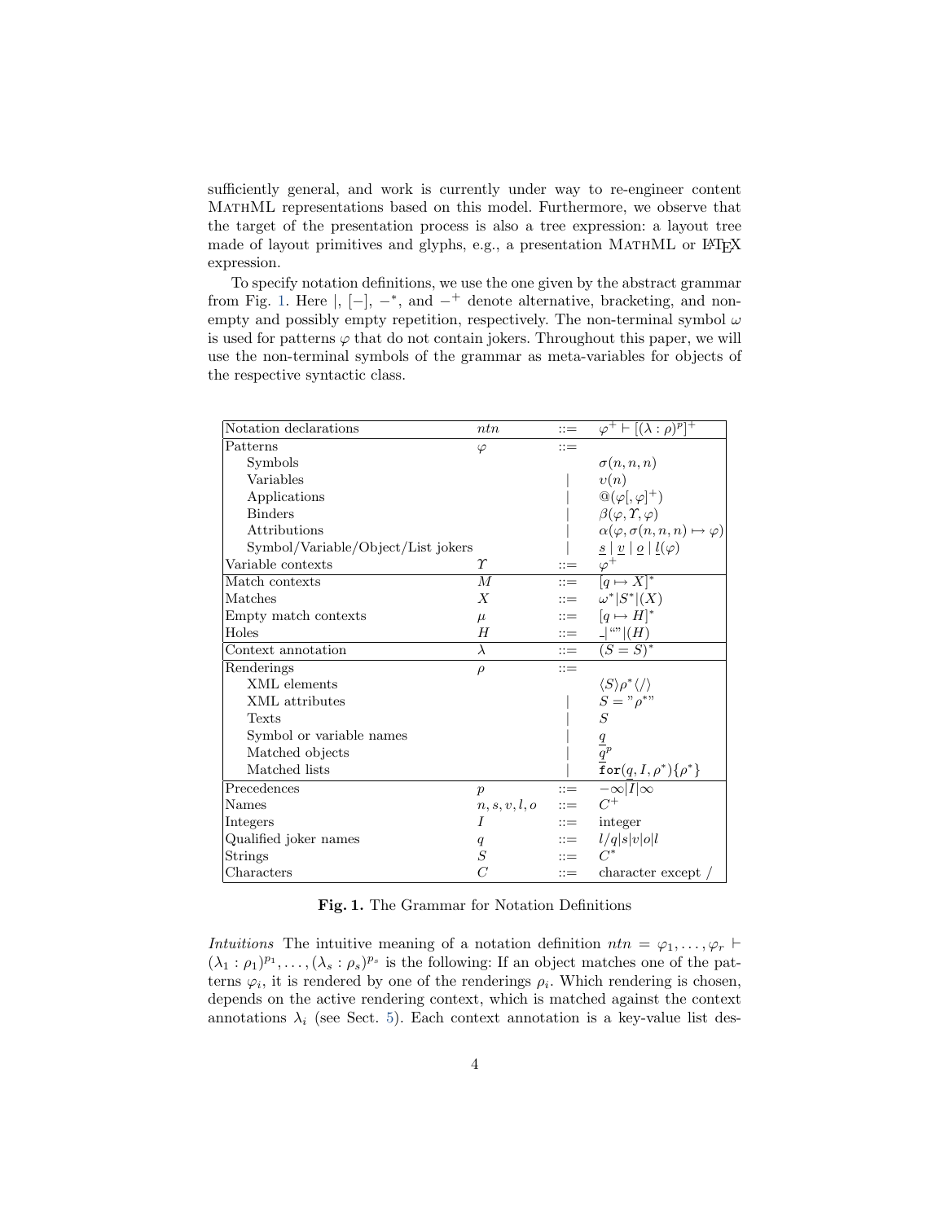sufficiently general, and work is currently under way to re-engineer content MathML representations based on this model. Furthermore, we observe that the target of the presentation process is also a tree expression: a layout tree made of layout primitives and glyphs, e.g., a presentation MathML or LaTeX expression.

To specify notation definitions, we use the one given by the abstract grammar from Fig. 1. Here $|$, $[-]$, $-^*$, and $-^+$ denote alternative, bracketing, and non-empty and possibly empty repetition, respectively. The non-terminal symbol $\omega$ is used for patterns $\varphi$ that do not contain jokers. Throughout this paper, we will use the non-terminal symbols of the grammar as meta-variables for objects of the respective syntactic class.

| | | | |
|---|---|---|---|
| Notation declarations | $ntn$ | $::=$ | $\varphi^+ \vdash [(\lambda : \rho)^p]^+$ |
| Patterns | $\varphi$ | $::=$ | |
| Symbols | | | $\sigma(n, n, n)$ |
| Variables | | $\|$ | $\upsilon(n)$ |
| Applications | | $\|$ | $@(\varphi[, \varphi]^+)$ |
| Binders | | $\|$ | $\beta(\varphi, \Upsilon, \varphi)$ |
| Attributions | | $\|$ | $\alpha(\varphi, \sigma(n, n, n) \mapsto \varphi)$ |
| Symbol/Variable/Object/List jokers | | $\|$ | $\underline{s} \mid \underline{v} \mid \underline{o} \mid \underline{l}(\varphi)$ |
| Variable contexts | $\Upsilon$ | $::=$ | $\varphi^+$ |
| Match contexts | $M$ | $::=$ | $[q \mapsto X]^*$ |
| Matches | $X$ | $::=$ | $\omega^* \| S^* \| (X)$ |
| Empty match contexts | $\mu$ | $::=$ | $[q \mapsto H]^*$ |
| Holes | $H$ | $::=$ | $\_ \| \text{""} \| (H)$ |
| Context annotation | $\lambda$ | $::=$ | $(S = S)^*$ |
| Renderings | $\rho$ | $::=$ | |
| XML elements | | | $\langle S \rangle \rho^* \langle / \rangle$ |
| XML attributes | | $\|$ | $S = \text{"}\rho^*\text{"}$ |
| Texts | | $\|$ | $S$ |
| Symbol or variable names | | $\|$ | $\underline{q}$ |
| Matched objects | | $\|$ | $\underline{q}^p$ |
| Matched lists | | $\|$ | $\mathtt{for}(\underline{q}, I, \rho^*)\{\rho^*\}$ |
| Precedences | $p$ | $::=$ | $-\infty \| I \| \infty$ |
| Names | $n, s, v, l, o$ | $::=$ | $C^+$ |
| Integers | $I$ | $::=$ | integer |
| Qualified joker names | $q$ | $::=$ | $l/q \| s \| v \| o \| l$ |
| Strings | $S$ | $::=$ | $C^*$ |
| Characters | $C$ | $::=$ | character except / |

**Fig. 1.** The Grammar for Notation Definitions

*Intuitions* The intuitive meaning of a notation definition $ntn = \varphi_1, \ldots, \varphi_r \vdash (\lambda_1 : \rho_1)^{p_1}, \ldots, (\lambda_s : \rho_s)^{p_s}$ is the following: If an object matches one of the patterns $\varphi_i$, it is rendered by one of the renderings $\rho_i$. Which rendering is chosen, depends on the active rendering context, which is matched against the context annotations $\lambda_i$ (see Sect. 5). Each context annotation is a key-value list des-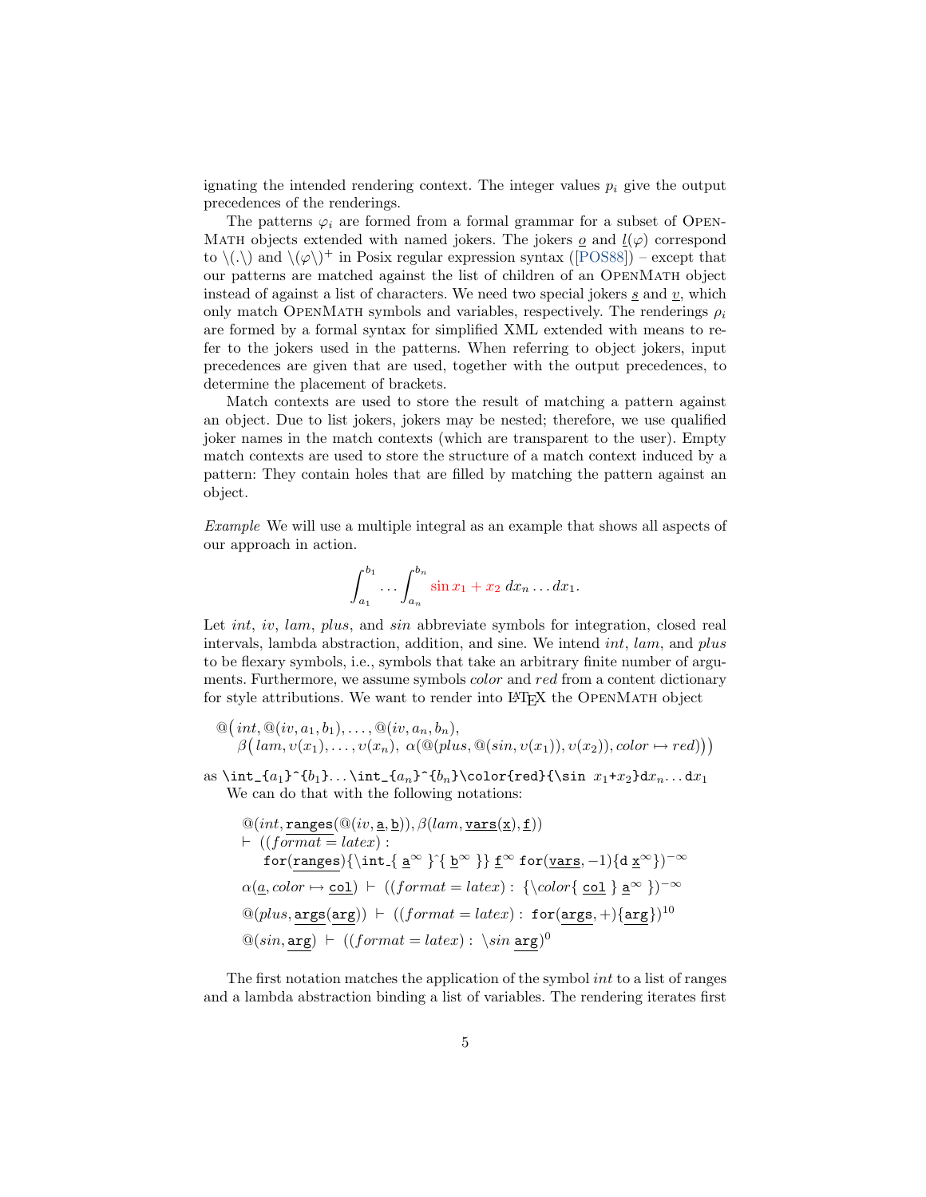ignating the intended rendering context. The integer values $p_i$ give the output precedences of the renderings.

The patterns $\varphi_i$ are formed from a formal grammar for a subset of OpenMath objects extended with named jokers. The jokers $\underline{o}$ and $\underline{l}(\varphi)$ correspond to \(.\) and \($\varphi$\)$^+$ in Posix regular expression syntax ([POS88]) – except that our patterns are matched against the list of children of an OpenMath object instead of against a list of characters. We need two special jokers $\underline{s}$ and $\underline{v}$, which only match OpenMath symbols and variables, respectively. The renderings $\rho_i$ are formed by a formal syntax for simplified XML extended with means to refer to the jokers used in the patterns. When referring to object jokers, input precedences are given that are used, together with the output precedences, to determine the placement of brackets.

Match contexts are used to store the result of matching a pattern against an object. Due to list jokers, jokers may be nested; therefore, we use qualified joker names in the match contexts (which are transparent to the user). Empty match contexts are used to store the structure of a match context induced by a pattern: They contain holes that are filled by matching the pattern against an object.

*Example* We will use a multiple integral as an example that shows all aspects of our approach in action.

$$\int_{a_1}^{b_1} \ldots \int_{a_n}^{b_n} \color{red}{\sin x_1 + x_2} \, dx_n \ldots dx_1.$$

Let *int*, *iv*, *lam*, *plus*, and *sin* abbreviate symbols for integration, closed real intervals, lambda abstraction, addition, and sine. We intend *int*, *lam*, and *plus* to be flexary symbols, i.e., symbols that take an arbitrary finite number of arguments. Furthermore, we assume symbols *color* and *red* from a content dictionary for style attributions. We want to render into LaTeX the OpenMath object

$$@\big(int, @(iv, a_1, b_1), \ldots, @(iv, a_n, b_n),\\ \quad \beta\big(lam, \upsilon(x_1), \ldots, \upsilon(x_n),\ \alpha(@(plus, @(sin, \upsilon(x_1)), \upsilon(x_2)), color \mapsto red)\big)\big)$$

as `\int_{`$a_1$`}^{`$b_1$`}...\int_{`$a_n$`}^{`$b_n$`}\color{red}{\sin `$x_1$`+`$x_2$`}d`$x_n$`...d`$x_1$

We can do that with the following notations:

$$@(int, \underline{\mathtt{ranges}}(@(iv, \underline{\mathtt{a}}, \underline{\mathtt{b}})), \beta(lam, \underline{\mathtt{vars}}(\underline{\mathtt{x}}), \underline{\mathtt{f}}))$$
$$\vdash\ ((format = latex):$$
$$\quad \mathtt{for}(\underline{\mathtt{ranges}})\{\backslash\mathtt{int\_}\{\ \underline{\mathtt{a}}^{\infty}\ \}\hat{}\{\ \underline{\mathtt{b}}^{\infty}\ \}\}\ \underline{\mathtt{f}}^{\infty}\ \mathtt{for}(\underline{\mathtt{vars}}, -1)\{\mathtt{d}\ \underline{\mathtt{x}}^{\infty}\})^{-\infty}$$
$$\alpha(\underline{a}, color \mapsto \underline{\mathtt{col}})\ \vdash\ ((format = latex):\ \{\backslash color\{\ \underline{\mathtt{col}}\ \}\ \underline{\mathtt{a}}^{\infty}\ \})^{-\infty}$$
$$@(plus, \underline{\mathtt{args}}(\underline{\mathtt{arg}}))\ \vdash\ ((format = latex):\ \mathtt{for}(\underline{\mathtt{args}}, +)\{\underline{\mathtt{arg}}\})^{10}$$
$$@(sin, \underline{\mathtt{arg}})\ \vdash\ ((format = latex):\ \backslash sin\ \underline{\mathtt{arg}})^{0}$$

The first notation matches the application of the symbol *int* to a list of ranges and a lambda abstraction binding a list of variables. The rendering iterates first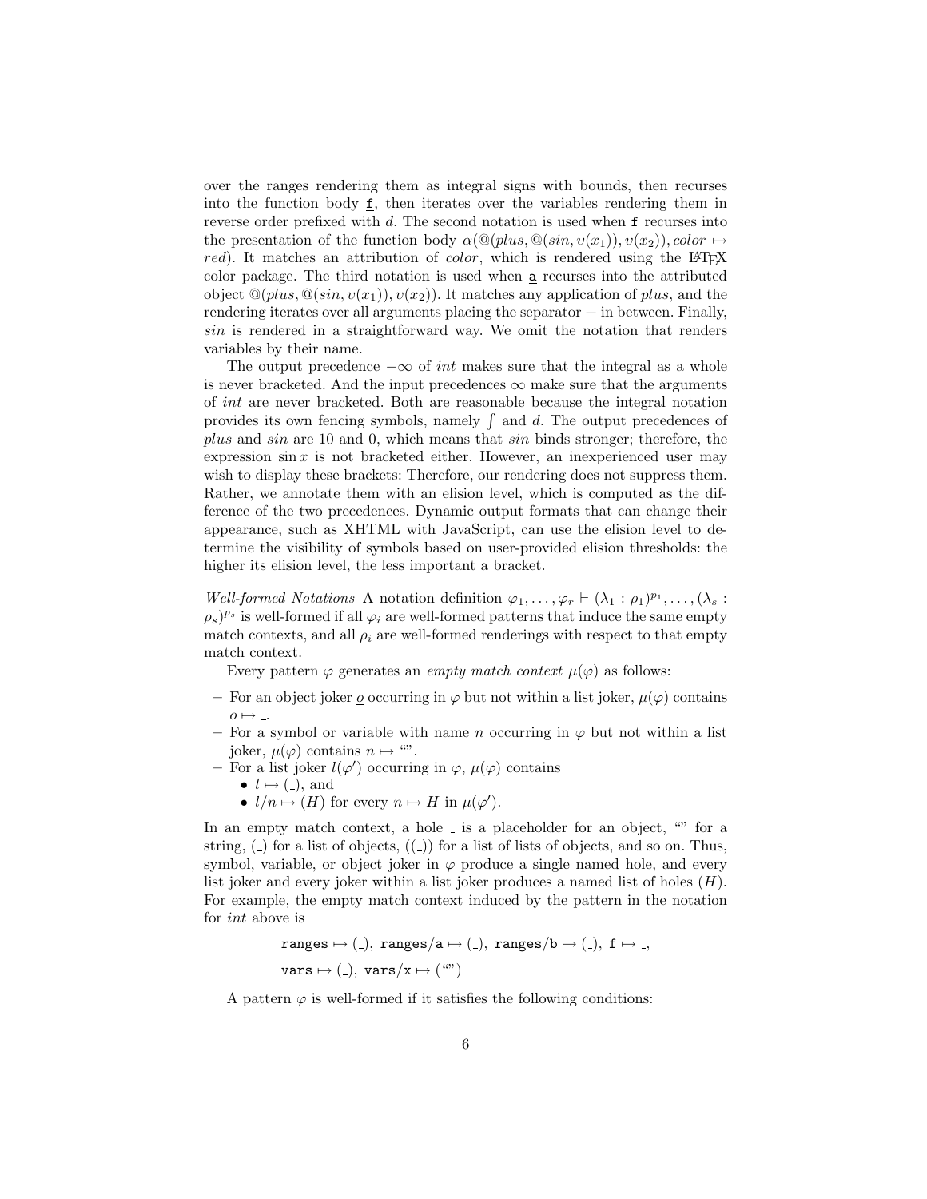over the ranges rendering them as integral signs with bounds, then recurses into the function body $\underline{\mathtt{f}}$, then iterates over the variables rendering them in reverse order prefixed with $d$. The second notation is used when $\underline{\mathtt{f}}$ recurses into the presentation of the function body $\alpha(@(plus, @(sin, \upsilon(x_1)), \upsilon(x_2)), color \mapsto red)$. It matches an attribution of *color*, which is rendered using the LaTeX color package. The third notation is used when $\underline{\mathtt{a}}$ recurses into the attributed object $@(plus, @(sin, \upsilon(x_1)), \upsilon(x_2))$. It matches any application of *plus*, and the rendering iterates over all arguments placing the separator + in between. Finally, *sin* is rendered in a straightforward way. We omit the notation that renders variables by their name.

The output precedence $-\infty$ of *int* makes sure that the integral as a whole is never bracketed. And the input precedences $\infty$ make sure that the arguments of *int* are never bracketed. Both are reasonable because the integral notation provides its own fencing symbols, namely $\int$ and $d$. The output precedences of *plus* and *sin* are 10 and 0, which means that *sin* binds stronger; therefore, the expression $\sin x$ is not bracketed either. However, an inexperienced user may wish to display these brackets: Therefore, our rendering does not suppress them. Rather, we annotate them with an elision level, which is computed as the difference of the two precedences. Dynamic output formats that can change their appearance, such as XHTML with JavaScript, can use the elision level to determine the visibility of symbols based on user-provided elision thresholds: the higher its elision level, the less important a bracket.

*Well-formed Notations* A notation definition $\varphi_1, \ldots, \varphi_r \vdash (\lambda_1 : \rho_1)^{p_1}, \ldots, (\lambda_s : \rho_s)^{p_s}$ is well-formed if all $\varphi_i$ are well-formed patterns that induce the same empty match contexts, and all $\rho_i$ are well-formed renderings with respect to that empty match context.

Every pattern $\varphi$ generates an *empty match context* $\mu(\varphi)$ as follows:

- For an object joker $\underline{o}$ occurring in $\varphi$ but not within a list joker, $\mu(\varphi)$ contains $o \mapsto \_$.
- For a symbol or variable with name $n$ occurring in $\varphi$ but not within a list joker, $\mu(\varphi)$ contains $n \mapsto$ "".
- For a list joker $\underline{l}(\varphi')$ occurring in $\varphi$, $\mu(\varphi)$ contains
  - $l \mapsto (\_)$, and
  - $l/n \mapsto (H)$ for every $n \mapsto H$ in $\mu(\varphi')$.

In an empty match context, a hole $\_$ is a placeholder for an object, "" for a string, $(\_)$ for a list of objects, $((\_))$ for a list of lists of objects, and so on. Thus, symbol, variable, or object joker in $\varphi$ produce a single named hole, and every list joker and every joker within a list joker produces a named list of holes $(H)$. For example, the empty match context induced by the pattern in the notation for *int* above is

$$\mathtt{ranges} \mapsto (\_),\ \mathtt{ranges/a} \mapsto (\_),\ \mathtt{ranges/b} \mapsto (\_),\ \mathtt{f} \mapsto \_,$$
$$\mathtt{vars} \mapsto (\_),\ \mathtt{vars/x} \mapsto (\text{""})$$

A pattern $\varphi$ is well-formed if it satisfies the following conditions: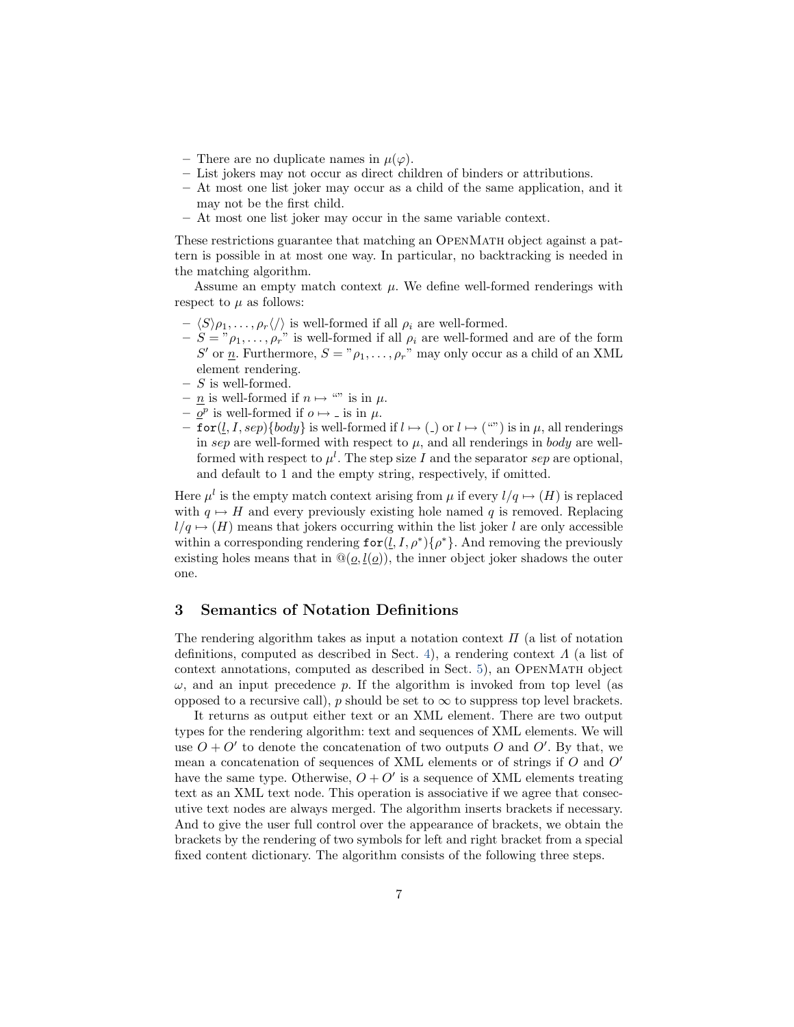– There are no duplicate names in $\mu(\varphi)$.
– List jokers may not occur as direct children of binders or attributions.
– At most one list joker may occur as a child of the same application, and it may not be the first child.
– At most one list joker may occur in the same variable context.

These restrictions guarantee that matching an OpenMath object against a pattern is possible in at most one way. In particular, no backtracking is needed in the matching algorithm.

Assume an empty match context $\mu$. We define well-formed renderings with respect to $\mu$ as follows:

– $\langle S \rangle \rho_1, \ldots, \rho_r \langle / \rangle$ is well-formed if all $\rho_i$ are well-formed.
– $S = "\rho_1, \ldots, \rho_r"$ is well-formed if all $\rho_i$ are well-formed and are of the form $S'$ or $\underline{n}$. Furthermore, $S = "\rho_1, \ldots, \rho_r"$ may only occur as a child of an XML element rendering.
– $S$ is well-formed.
– $\underline{n}$ is well-formed if $n \mapsto$ "" is in $\mu$.
– $\underline{o}^p$ is well-formed if $o \mapsto \_$ is in $\mu$.
– $\mathtt{for}(\underline{l}, I, sep)\{body\}$ is well-formed if $l \mapsto (\_)$ or $l \mapsto ("")$ is in $\mu$, all renderings in $sep$ are well-formed with respect to $\mu$, and all renderings in $body$ are well-formed with respect to $\mu^l$. The step size $I$ and the separator $sep$ are optional, and default to 1 and the empty string, respectively, if omitted.

Here $\mu^l$ is the empty match context arising from $\mu$ if every $l/q \mapsto (H)$ is replaced with $q \mapsto H$ and every previously existing hole named $q$ is removed. Replacing $l/q \mapsto (H)$ means that jokers occurring within the list joker $l$ are only accessible within a corresponding rendering $\mathtt{for}(\underline{l}, I, \rho^*)\{\rho^*\}$. And removing the previously existing holes means that in $@(\underline{o}, \underline{l}(\underline{o}))$, the inner object joker shadows the outer one.

## 3 Semantics of Notation Definitions

The rendering algorithm takes as input a notation context $\Pi$ (a list of notation definitions, computed as described in Sect. 4), a rendering context $\Lambda$ (a list of context annotations, computed as described in Sect. 5), an OpenMath object $\omega$, and an input precedence $p$. If the algorithm is invoked from top level (as opposed to a recursive call), $p$ should be set to $\infty$ to suppress top level brackets.

It returns as output either text or an XML element. There are two output types for the rendering algorithm: text and sequences of XML elements. We will use $O + O'$ to denote the concatenation of two outputs $O$ and $O'$. By that, we mean a concatenation of sequences of XML elements or of strings if $O$ and $O'$ have the same type. Otherwise, $O + O'$ is a sequence of XML elements treating text as an XML text node. This operation is associative if we agree that consecutive text nodes are always merged. The algorithm inserts brackets if necessary. And to give the user full control over the appearance of brackets, we obtain the brackets by the rendering of two symbols for left and right bracket from a special fixed content dictionary. The algorithm consists of the following three steps.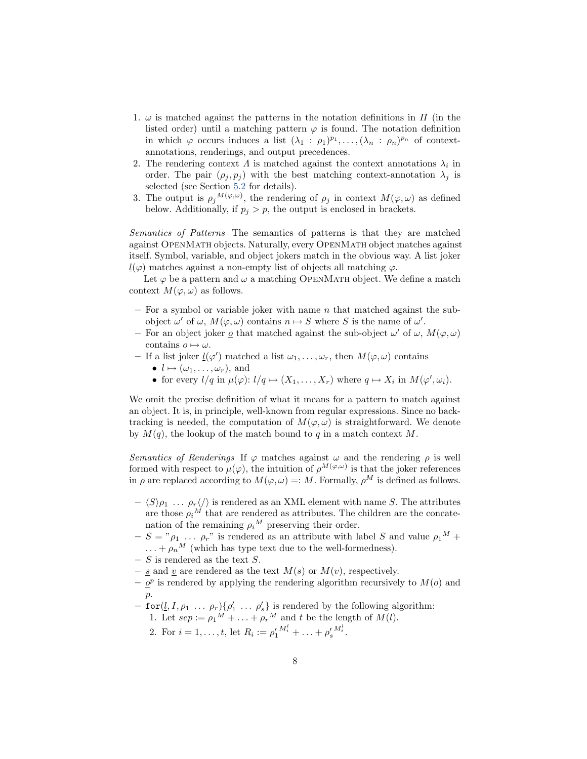1. $\omega$ is matched against the patterns in the notation definitions in $\Pi$ (in the listed order) until a matching pattern $\varphi$ is found. The notation definition in which $\varphi$ occurs induces a list $(\lambda_1 : \rho_1)^{p_1}, \ldots, (\lambda_n : \rho_n)^{p_n}$ of context-annotations, renderings, and output precedences.
2. The rendering context $\Lambda$ is matched against the context annotations $\lambda_i$ in order. The pair $(\rho_j, p_j)$ with the best matching context-annotation $\lambda_j$ is selected (see Section 5.2 for details).
3. The output is ${\rho_j}^{M(\varphi,\omega)}$, the rendering of $\rho_j$ in context $M(\varphi, \omega)$ as defined below. Additionally, if $p_j > p$, the output is enclosed in brackets.

*Semantics of Patterns* The semantics of patterns is that they are matched against OpenMath objects. Naturally, every OpenMath object matches against itself. Symbol, variable, and object jokers match in the obvious way. A list joker $\underline{l}(\varphi)$ matches against a non-empty list of objects all matching $\varphi$.

Let $\varphi$ be a pattern and $\omega$ a matching OpenMath object. We define a match context $M(\varphi, \omega)$ as follows.

- For a symbol or variable joker with name $n$ that matched against the sub-object $\omega'$ of $\omega$, $M(\varphi, \omega)$ contains $n \mapsto S$ where $S$ is the name of $\omega'$.
- For an object joker $\underline{o}$ that matched against the sub-object $\omega'$ of $\omega$, $M(\varphi, \omega)$ contains $o \mapsto \omega$.
- If a list joker $\underline{l}(\varphi')$ matched a list $\omega_1, \ldots, \omega_r$, then $M(\varphi, \omega)$ contains
  - $l \mapsto (\omega_1, \ldots, \omega_r)$, and
  - for every $l/q$ in $\mu(\varphi)$: $l/q \mapsto (X_1, \ldots, X_r)$ where $q \mapsto X_i$ in $M(\varphi', \omega_i)$.

We omit the precise definition of what it means for a pattern to match against an object. It is, in principle, well-known from regular expressions. Since no backtracking is needed, the computation of $M(\varphi, \omega)$ is straightforward. We denote by $M(q)$, the lookup of the match bound to $q$ in a match context $M$.

*Semantics of Renderings* If $\varphi$ matches against $\omega$ and the rendering $\rho$ is well formed with respect to $\mu(\varphi)$, the intuition of $\rho^{M(\varphi,\omega)}$ is that the joker references in $\rho$ are replaced according to $M(\varphi, \omega) =: M$. Formally, $\rho^M$ is defined as follows.

- $\langle S\rangle \rho_1 \ \ldots \ \rho_r \langle/\rangle$ is rendered as an XML element with name $S$. The attributes are those ${\rho_i}^M$ that are rendered as attributes. The children are the concatenation of the remaining ${\rho_i}^M$ preserving their order.
- $S = "\rho_1 \ \ldots \ \rho_r"$ is rendered as an attribute with label $S$ and value ${\rho_1}^M + \ldots + {\rho_n}^M$ (which has type text due to the well-formedness).
- $S$ is rendered as the text $S$.
- $\underline{s}$ and $\underline{v}$ are rendered as the text $M(s)$ or $M(v)$, respectively.
- $\underline{o}^p$ is rendered by applying the rendering algorithm recursively to $M(o)$ and $p$.
- $\texttt{for}(\underline{l}, I, \rho_1 \ \ldots \ \rho_r)\{\rho'_1 \ \ldots \ \rho'_s\}$ is rendered by the following algorithm:
  1. Let $sep := {\rho_1}^M + \ldots + {\rho_r}^M$ and $t$ be the length of $M(l)$.
  2. For $i = 1, \ldots, t$, let $R_i := {\rho'_1}^{M_i^l} + \ldots + {\rho'_s}^{M_i^l}$.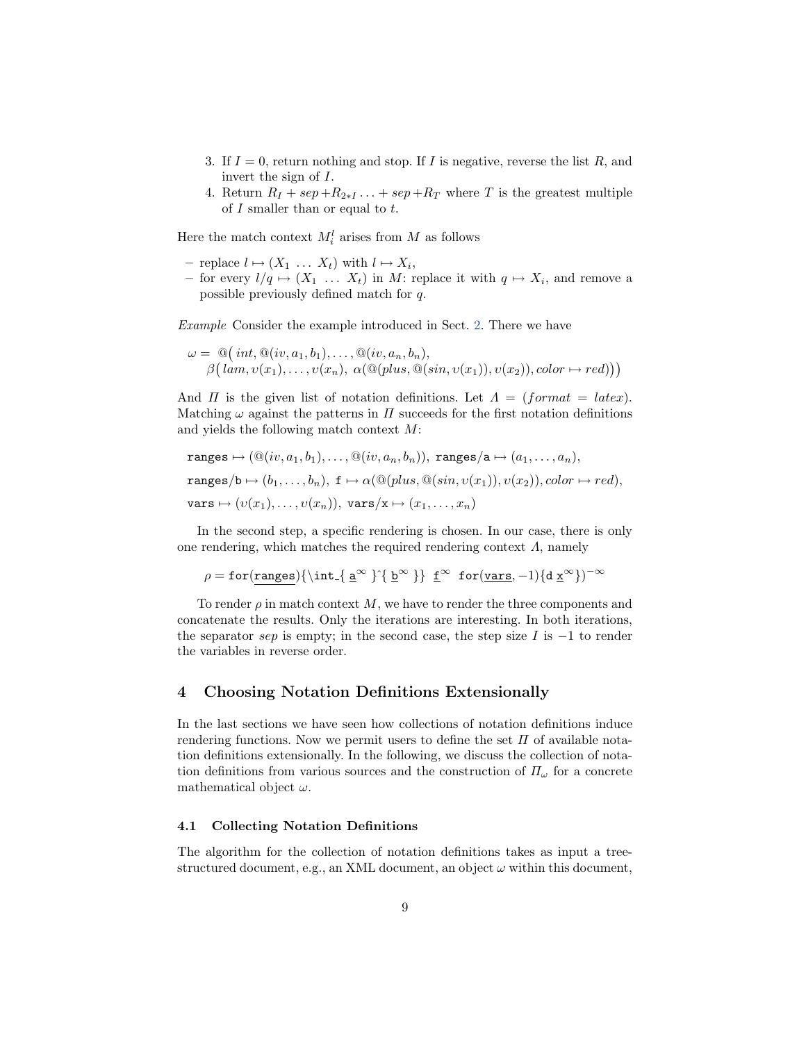3. If $I = 0$, return nothing and stop. If $I$ is negative, reverse the list $R$, and invert the sign of $I$.
4. Return $R_I + sep + R_{2*I} \ldots + sep + R_T$ where $T$ is the greatest multiple of $I$ smaller than or equal to $t$.

Here the match context $M_i^l$ arises from $M$ as follows

- replace $l \mapsto (X_1 \ \ldots \ X_t)$ with $l \mapsto X_i$,
- for every $l/q \mapsto (X_1 \ \ldots \ X_t)$ in $M$: replace it with $q \mapsto X_i$, and remove a possible previously defined match for $q$.

*Example* Consider the example introduced in Sect. 2. There we have

$$\omega = \ @\big( int, @(iv, a_1, b_1), \ldots, @(iv, a_n, b_n), \\ \beta\big( lam, \upsilon(x_1), \ldots, \upsilon(x_n), \ \alpha(@(plus, @(sin, \upsilon(x_1)), \upsilon(x_2)), color \mapsto red)\big)\big)$$

And $\Pi$ is the given list of notation definitions. Let $\Lambda = (format = latex)$. Matching $\omega$ against the patterns in $\Pi$ succeeds for the first notation definitions and yields the following match context $M$:

$$\texttt{ranges} \mapsto (@(iv, a_1, b_1), \ldots, @(iv, a_n, b_n)), \ \texttt{ranges/a} \mapsto (a_1, \ldots, a_n),$$
$$\texttt{ranges/b} \mapsto (b_1, \ldots, b_n), \ \texttt{f} \mapsto \alpha(@(plus, @(sin, \upsilon(x_1)), \upsilon(x_2)), color \mapsto red),$$
$$\texttt{vars} \mapsto (\upsilon(x_1), \ldots, \upsilon(x_n)), \ \texttt{vars/x} \mapsto (x_1, \ldots, x_n)$$

In the second step, a specific rendering is chosen. In our case, there is only one rendering, which matches the required rendering context $\Lambda$, namely

$$\rho = \texttt{for}(\underline{\texttt{ranges}})\{\texttt{\textbackslash int\_\{} \ \underline{\texttt{a}}^\infty \ \texttt{\}\^{}\{} \ \underline{\texttt{b}}^\infty \ \texttt{\}}\} \ \ \underline{\texttt{f}}^\infty \ \ \texttt{for}(\underline{\texttt{vars}}, -1)\{\texttt{d} \ \underline{\texttt{x}}^\infty\})^{-\infty}$$

To render $\rho$ in match context $M$, we have to render the three components and concatenate the results. Only the iterations are interesting. In both iterations, the separator *sep* is empty; in the second case, the step size $I$ is $-1$ to render the variables in reverse order.

## 4 Choosing Notation Definitions Extensionally

In the last sections we have seen how collections of notation definitions induce rendering functions. Now we permit users to define the set $\Pi$ of available notation definitions extensionally. In the following, we discuss the collection of notation definitions from various sources and the construction of $\Pi_\omega$ for a concrete mathematical object $\omega$.

### 4.1 Collecting Notation Definitions

The algorithm for the collection of notation definitions takes as input a tree-structured document, e.g., an XML document, an object $\omega$ within this document,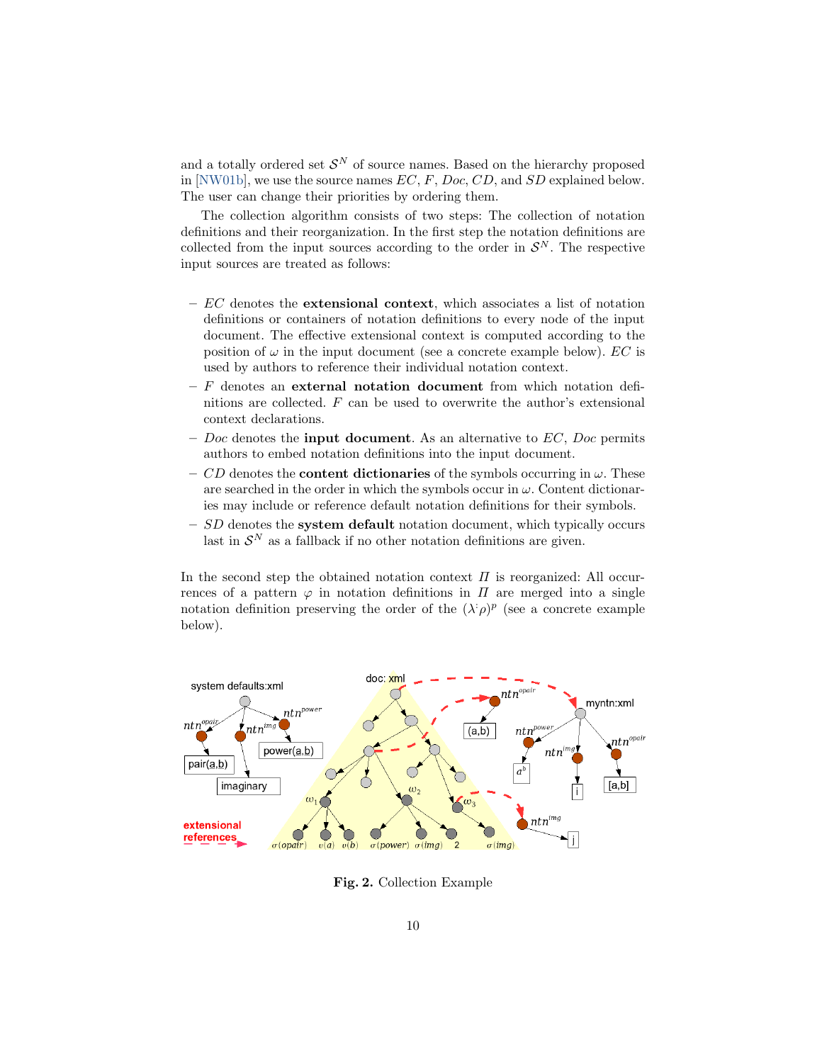and a totally ordered set $\mathcal{S}^N$ of source names. Based on the hierarchy proposed in [NW01b], we use the source names $EC$, $F$, $Doc$, $CD$, and $SD$ explained below. The user can change their priorities by ordering them.

The collection algorithm consists of two steps: The collection of notation definitions and their reorganization. In the first step the notation definitions are collected from the input sources according to the order in $\mathcal{S}^N$. The respective input sources are treated as follows:

- $EC$ denotes the **extensional context**, which associates a list of notation definitions or containers of notation definitions to every node of the input document. The effective extensional context is computed according to the position of $\omega$ in the input document (see a concrete example below). $EC$ is used by authors to reference their individual notation context.
- $F$ denotes an **external notation document** from which notation definitions are collected. $F$ can be used to overwrite the author's extensional context declarations.
- $Doc$ denotes the **input document**. As an alternative to $EC$, $Doc$ permits authors to embed notation definitions into the input document.
- $CD$ denotes the **content dictionaries** of the symbols occurring in $\omega$. These are searched in the order in which the symbols occur in $\omega$. Content dictionaries may include or reference default notation definitions for their symbols.
- $SD$ denotes the **system default** notation document, which typically occurs last in $\mathcal{S}^N$ as a fallback if no other notation definitions are given.

In the second step the obtained notation context $\Pi$ is reorganized: All occurrences of a pattern $\varphi$ in notation definitions in $\Pi$ are merged into a single notation definition preserving the order of the $(\lambda : \rho)^p$ (see a concrete example below).

**Fig. 2.** Collection Example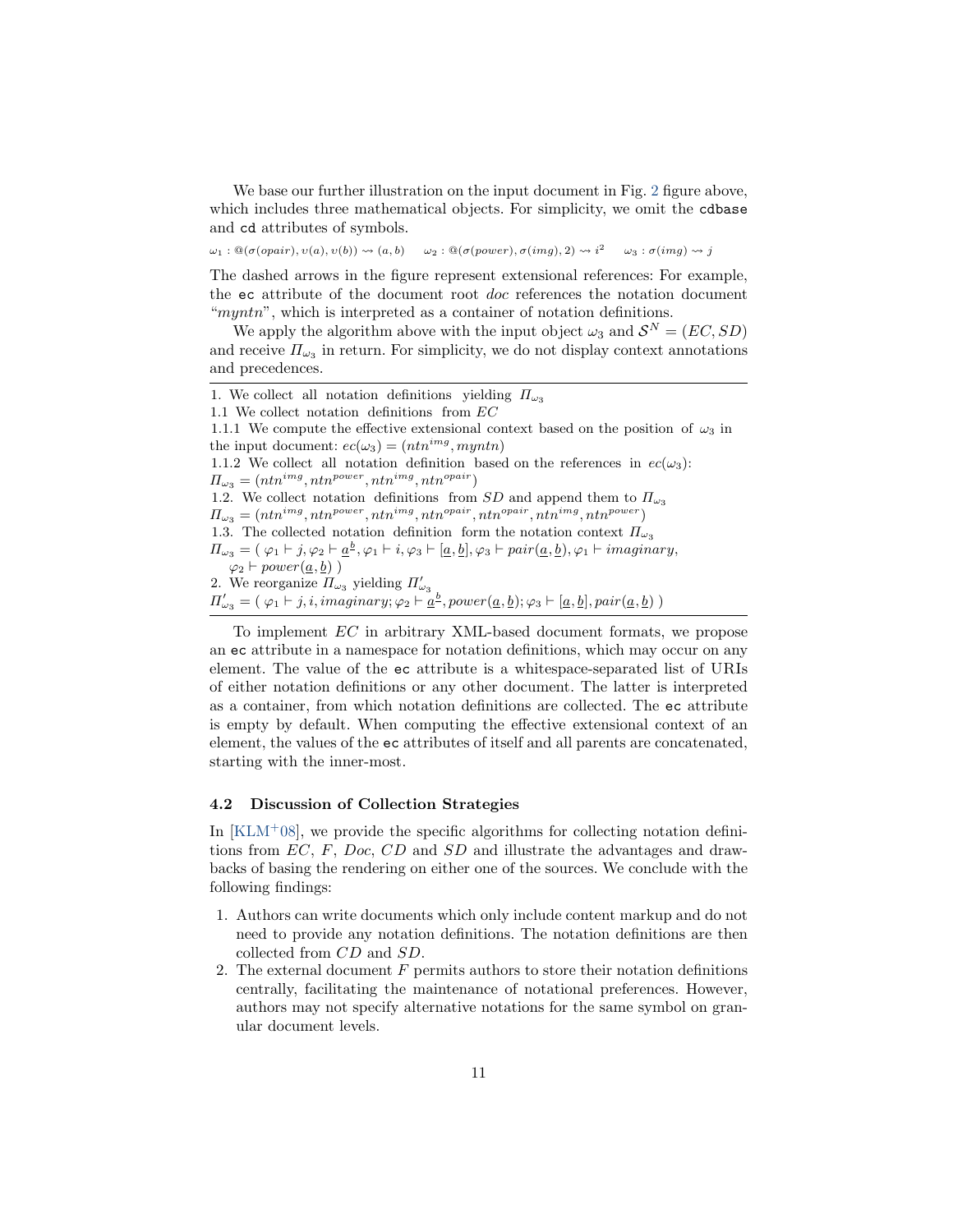We base our further illustration on the input document in Fig. 2 figure above, which includes three mathematical objects. For simplicity, we omit the `cdbase` and `cd` attributes of symbols.

$\omega_1 : @(\sigma(opair), \upsilon(a), \upsilon(b)) \rightsquigarrow (a, b) \quad \omega_2 : @(\sigma(power), \sigma(img), 2) \rightsquigarrow i^2 \quad \omega_3 : \sigma(img) \rightsquigarrow j$

The dashed arrows in the figure represent extensional references: For example, the `ec` attribute of the document root *doc* references the notation document "*myntn*", which is interpreted as a container of notation definitions.

We apply the algorithm above with the input object $\omega_3$ and $\mathcal{S}^N = (EC, SD)$ and receive $\Pi_{\omega_3}$ in return. For simplicity, we do not display context annotations and precedences.

---

1. We collect all notation definitions yielding $\Pi_{\omega_3}$

1.1 We collect notation definitions from $EC$

1.1.1 We compute the effective extensional context based on the position of $\omega_3$ in the input document: $ec(\omega_3) = (ntn^{img}, myntn)$

1.1.2 We collect all notation definition based on the references in $ec(\omega_3)$:
$\Pi_{\omega_3} = (ntn^{img}, ntn^{power}, ntn^{img}, ntn^{opair})$

1.2. We collect notation definitions from $SD$ and append them to $\Pi_{\omega_3}$
$\Pi_{\omega_3} = (ntn^{img}, ntn^{power}, ntn^{img}, ntn^{opair}, ntn^{opair}, ntn^{img}, ntn^{power})$

1.3. The collected notation definition form the notation context $\Pi_{\omega_3}$
$\Pi_{\omega_3} = (\ \varphi_1 \vdash j, \varphi_2 \vdash \underline{a}^{\underline{b}}, \varphi_1 \vdash i, \varphi_3 \vdash [\underline{a}, \underline{b}], \varphi_3 \vdash pair(\underline{a}, \underline{b}), \varphi_1 \vdash imaginary,$
$\varphi_2 \vdash power(\underline{a}, \underline{b})\ )$

2. We reorganize $\Pi_{\omega_3}$ yielding $\Pi'_{\omega_3}$
$\Pi'_{\omega_3} = (\ \varphi_1 \vdash j, i, imaginary; \varphi_2 \vdash \underline{a}^{\underline{b}}, power(\underline{a}, \underline{b}); \varphi_3 \vdash [\underline{a}, \underline{b}], pair(\underline{a}, \underline{b})\ )$

---

To implement $EC$ in arbitrary XML-based document formats, we propose an `ec` attribute in a namespace for notation definitions, which may occur on any element. The value of the `ec` attribute is a whitespace-separated list of URIs of either notation definitions or any other document. The latter is interpreted as a container, from which notation definitions are collected. The `ec` attribute is empty by default. When computing the effective extensional context of an element, the values of the `ec` attributes of itself and all parents are concatenated, starting with the inner-most.

### 4.2 Discussion of Collection Strategies

In [KLM+08], we provide the specific algorithms for collecting notation definitions from $EC$, $F$, $Doc$, $CD$ and $SD$ and illustrate the advantages and drawbacks of basing the rendering on either one of the sources. We conclude with the following findings:

1. Authors can write documents which only include content markup and do not need to provide any notation definitions. The notation definitions are then collected from $CD$ and $SD$.
2. The external document $F$ permits authors to store their notation definitions centrally, facilitating the maintenance of notational preferences. However, authors may not specify alternative notations for the same symbol on granular document levels.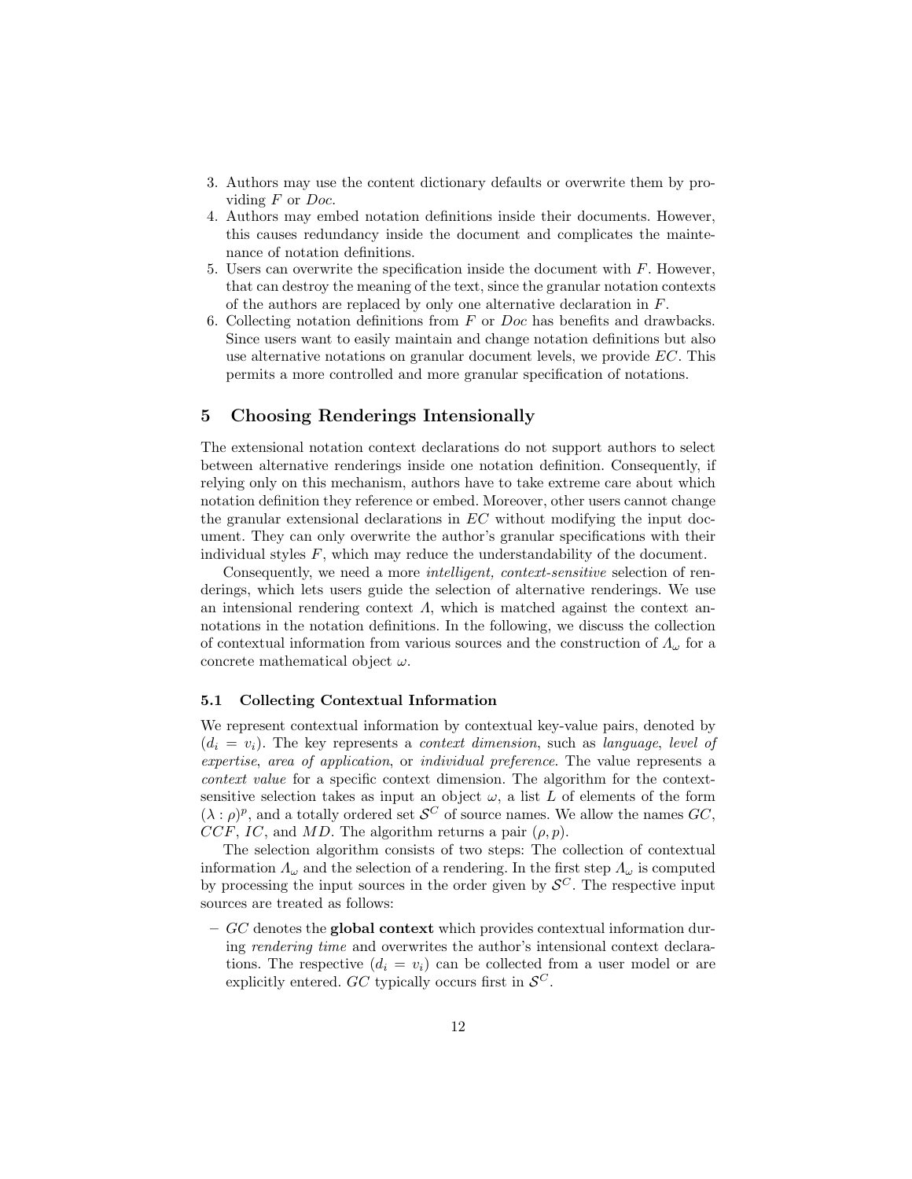3. Authors may use the content dictionary defaults or overwrite them by providing $F$ or $Doc$.
4. Authors may embed notation definitions inside their documents. However, this causes redundancy inside the document and complicates the maintenance of notation definitions.
5. Users can overwrite the specification inside the document with $F$. However, that can destroy the meaning of the text, since the granular notation contexts of the authors are replaced by only one alternative declaration in $F$.
6. Collecting notation definitions from $F$ or $Doc$ has benefits and drawbacks. Since users want to easily maintain and change notation definitions but also use alternative notations on granular document levels, we provide $EC$. This permits a more controlled and more granular specification of notations.

## 5 Choosing Renderings Intensionally

The extensional notation context declarations do not support authors to select between alternative renderings inside one notation definition. Consequently, if relying only on this mechanism, authors have to take extreme care about which notation definition they reference or embed. Moreover, other users cannot change the granular extensional declarations in $EC$ without modifying the input document. They can only overwrite the author's granular specifications with their individual styles $F$, which may reduce the understandability of the document.

Consequently, we need a more *intelligent, context-sensitive* selection of renderings, which lets users guide the selection of alternative renderings. We use an intensional rendering context $\Lambda$, which is matched against the context annotations in the notation definitions. In the following, we discuss the collection of contextual information from various sources and the construction of $\Lambda_\omega$ for a concrete mathematical object $\omega$.

### 5.1 Collecting Contextual Information

We represent contextual information by contextual key-value pairs, denoted by $(d_i = v_i)$. The key represents a *context dimension*, such as *language*, *level of expertise*, *area of application*, or *individual preference*. The value represents a *context value* for a specific context dimension. The algorithm for the context-sensitive selection takes as input an object $\omega$, a list $L$ of elements of the form $(\lambda : \rho)^p$, and a totally ordered set $\mathcal{S}^C$ of source names. We allow the names $GC$, $CCF$, $IC$, and $MD$. The algorithm returns a pair $(\rho, p)$.

The selection algorithm consists of two steps: The collection of contextual information $\Lambda_\omega$ and the selection of a rendering. In the first step $\Lambda_\omega$ is computed by processing the input sources in the order given by $\mathcal{S}^C$. The respective input sources are treated as follows:

– $GC$ denotes the **global context** which provides contextual information during *rendering time* and overwrites the author's intensional context declarations. The respective $(d_i = v_i)$ can be collected from a user model or are explicitly entered. $GC$ typically occurs first in $\mathcal{S}^C$.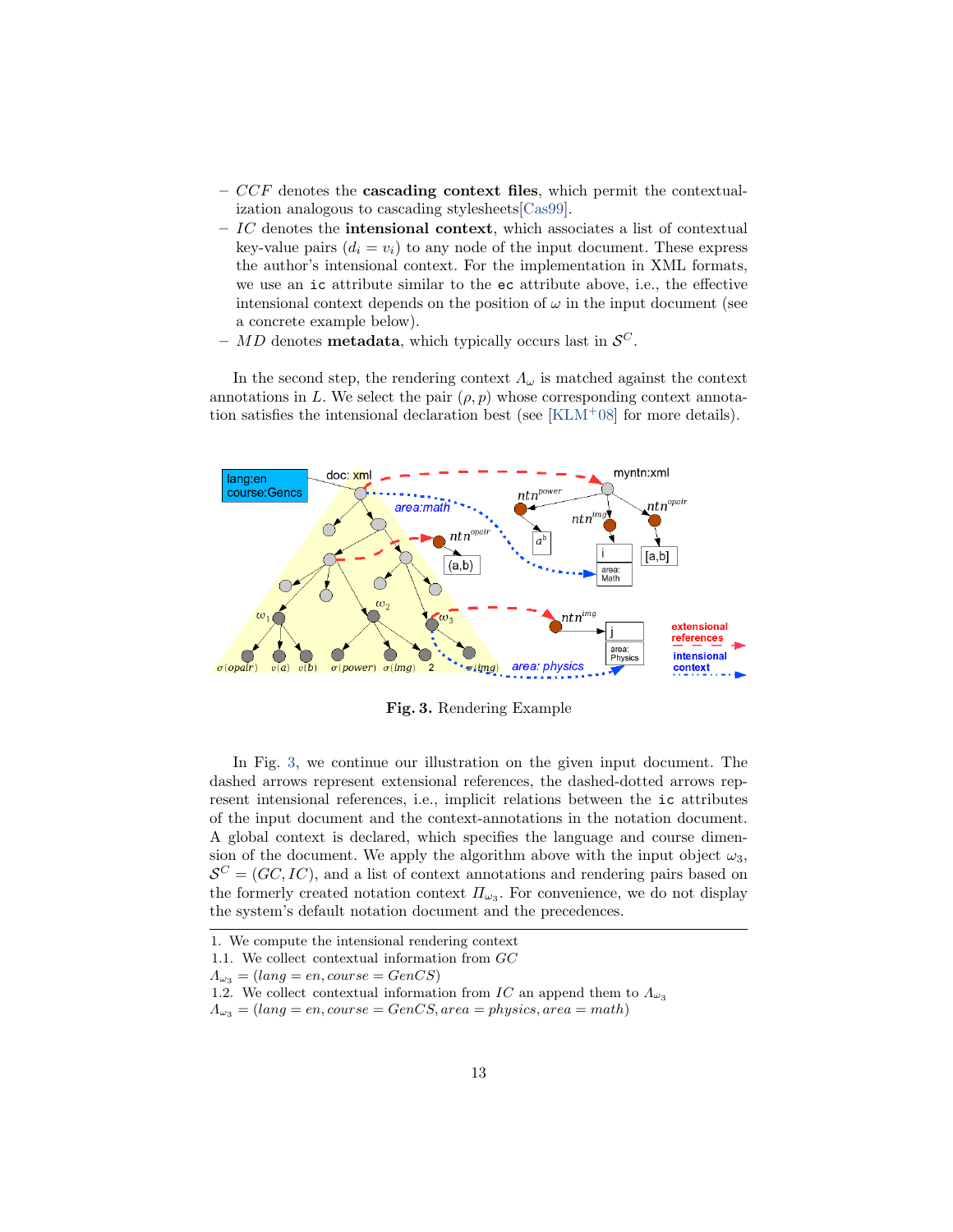- $CCF$ denotes the **cascading context files**, which permit the contextualization analogous to cascading stylesheets[Cas99].
- $IC$ denotes the **intensional context**, which associates a list of contextual key-value pairs ($d_i = v_i$) to any node of the input document. These express the author's intensional context. For the implementation in XML formats, we use an `ic` attribute similar to the `ec` attribute above, i.e., the effective intensional context depends on the position of $\omega$ in the input document (see a concrete example below).
- $MD$ denotes **metadata**, which typically occurs last in $\mathcal{S}^C$.

In the second step, the rendering context $\Lambda_\omega$ is matched against the context annotations in $L$. We select the pair $(\rho, p)$ whose corresponding context annotation satisfies the intensional declaration best (see [KLM[+]08] for more details).

**Fig. 3.** Rendering Example

In Fig. 3, we continue our illustration on the given input document. The dashed arrows represent extensional references, the dashed-dotted arrows represent intensional references, i.e., implicit relations between the `ic` attributes of the input document and the context-annotations in the notation document. A global context is declared, which specifies the language and course dimension of the document. We apply the algorithm above with the input object $\omega_3$, $\mathcal{S}^C = (GC, IC)$, and a list of context annotations and rendering pairs based on the formerly created notation context $\Pi_{\omega_3}$. For convenience, we do not display the system's default notation document and the precedences.

---

1. We compute the intensional rendering context

1.1. We collect contextual information from $GC$

$\Lambda_{\omega_3} = (lang = en, course = GenCS)$

1.2. We collect contextual information from $IC$ an append them to $\Lambda_{\omega_3}$

$\Lambda_{\omega_3} = (lang = en, course = GenCS, area = physics, area = math)$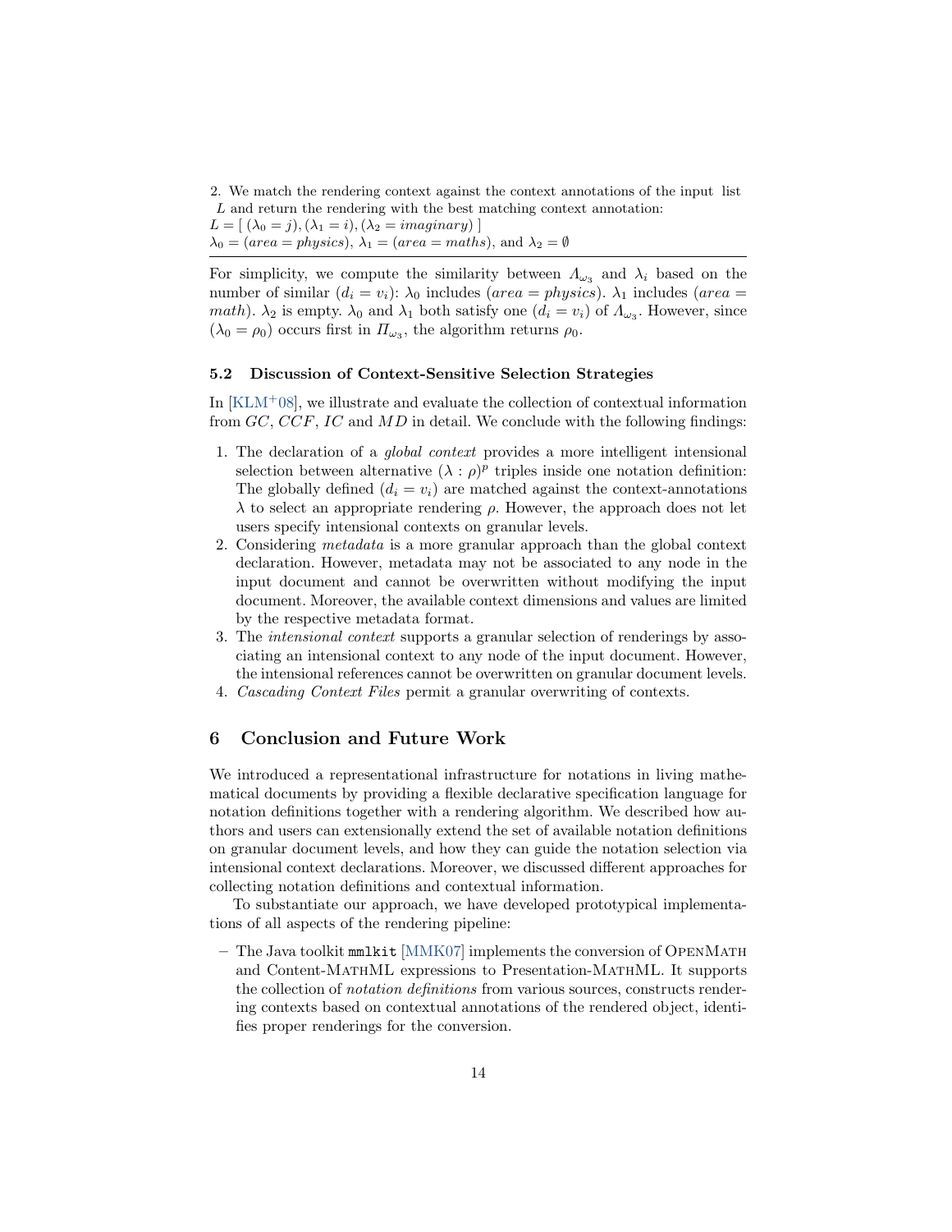2. We match the rendering context against the context annotations of the input list $L$ and return the rendering with the best matching context annotation:
$L = [\ (\lambda_0 = j), (\lambda_1 = i), (\lambda_2 = imaginary)\ ]$
$\lambda_0 = (area = physics)$, $\lambda_1 = (area = maths)$, and $\lambda_2 = \emptyset$

---

For simplicity, we compute the similarity between $\Lambda_{\omega_3}$ and $\lambda_i$ based on the number of similar $(d_i = v_i)$: $\lambda_0$ includes $(area = physics)$. $\lambda_1$ includes $(area = math)$. $\lambda_2$ is empty. $\lambda_0$ and $\lambda_1$ both satisfy one $(d_i = v_i)$ of $\Lambda_{\omega_3}$. However, since $(\lambda_0 = \rho_0)$ occurs first in $\Pi_{\omega_3}$, the algorithm returns $\rho_0$.

### 5.2 Discussion of Context-Sensitive Selection Strategies

In [KLM+08], we illustrate and evaluate the collection of contextual information from $GC$, $CCF$, $IC$ and $MD$ in detail. We conclude with the following findings:

1. The declaration of a *global context* provides a more intelligent intensional selection between alternative $(\lambda : \rho)^p$ triples inside one notation definition: The globally defined $(d_i = v_i)$ are matched against the context-annotations $\lambda$ to select an appropriate rendering $\rho$. However, the approach does not let users specify intensional contexts on granular levels.
2. Considering *metadata* is a more granular approach than the global context declaration. However, metadata may not be associated to any node in the input document and cannot be overwritten without modifying the input document. Moreover, the available context dimensions and values are limited by the respective metadata format.
3. The *intensional context* supports a granular selection of renderings by associating an intensional context to any node of the input document. However, the intensional references cannot be overwritten on granular document levels.
4. *Cascading Context Files* permit a granular overwriting of contexts.

## 6 Conclusion and Future Work

We introduced a representational infrastructure for notations in living mathematical documents by providing a flexible declarative specification language for notation definitions together with a rendering algorithm. We described how authors and users can extensionally extend the set of available notation definitions on granular document levels, and how they can guide the notation selection via intensional context declarations. Moreover, we discussed different approaches for collecting notation definitions and contextual information.

To substantiate our approach, we have developed prototypical implementations of all aspects of the rendering pipeline:

– The Java toolkit `mmlkit` [MMK07] implements the conversion of OpenMath and Content-MathML expressions to Presentation-MathML. It supports the collection of *notation definitions* from various sources, constructs rendering contexts based on contextual annotations of the rendered object, identifies proper renderings for the conversion.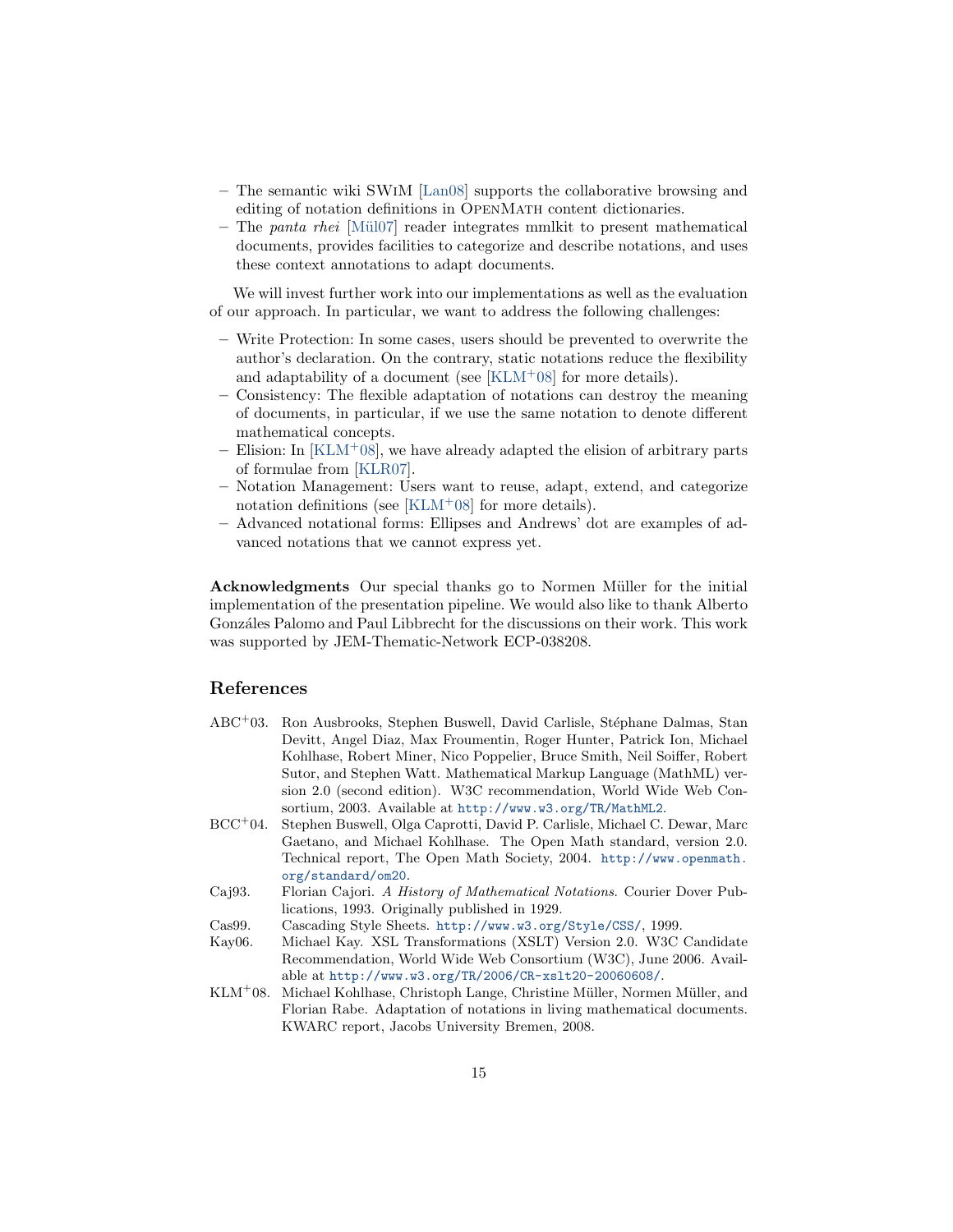- The semantic wiki SWiM [Lan08] supports the collaborative browsing and editing of notation definitions in OpenMath content dictionaries.
- The *panta rhei* [Mül07] reader integrates mmlkit to present mathematical documents, provides facilities to categorize and describe notations, and uses these context annotations to adapt documents.

We will invest further work into our implementations as well as the evaluation of our approach. In particular, we want to address the following challenges:

- Write Protection: In some cases, users should be prevented to overwrite the author's declaration. On the contrary, static notations reduce the flexibility and adaptability of a document (see [KLM+08] for more details).
- Consistency: The flexible adaptation of notations can destroy the meaning of documents, in particular, if we use the same notation to denote different mathematical concepts.
- Elision: In [KLM+08], we have already adapted the elision of arbitrary parts of formulae from [KLR07].
- Notation Management: Users want to reuse, adapt, extend, and categorize notation definitions (see [KLM+08] for more details).
- Advanced notational forms: Ellipses and Andrews' dot are examples of advanced notations that we cannot express yet.

**Acknowledgments** Our special thanks go to Normen Müller for the initial implementation of the presentation pipeline. We would also like to thank Alberto Gonzáles Palomo and Paul Libbrecht for the discussions on their work. This work was supported by JEM-Thematic-Network ECP-038208.

## References

- ABC+03. Ron Ausbrooks, Stephen Buswell, David Carlisle, Stéphane Dalmas, Stan Devitt, Angel Diaz, Max Froumentin, Roger Hunter, Patrick Ion, Michael Kohlhase, Robert Miner, Nico Poppelier, Bruce Smith, Neil Soiffer, Robert Sutor, and Stephen Watt. Mathematical Markup Language (MathML) version 2.0 (second edition). W3C recommendation, World Wide Web Consortium, 2003. Available at http://www.w3.org/TR/MathML2.
- BCC+04. Stephen Buswell, Olga Caprotti, David P. Carlisle, Michael C. Dewar, Marc Gaetano, and Michael Kohlhase. The Open Math standard, version 2.0. Technical report, The Open Math Society, 2004. http://www.openmath.org/standard/om20.
- Caj93. Florian Cajori. *A History of Mathematical Notations*. Courier Dover Publications, 1993. Originally published in 1929.
- Cas99. Cascading Style Sheets. http://www.w3.org/Style/CSS/, 1999.
- Kay06. Michael Kay. XSL Transformations (XSLT) Version 2.0. W3C Candidate Recommendation, World Wide Web Consortium (W3C), June 2006. Available at http://www.w3.org/TR/2006/CR-xslt20-20060608/.
- KLM+08. Michael Kohlhase, Christoph Lange, Christine Müller, Normen Müller, and Florian Rabe. Adaptation of notations in living mathematical documents. KWARC report, Jacobs University Bremen, 2008.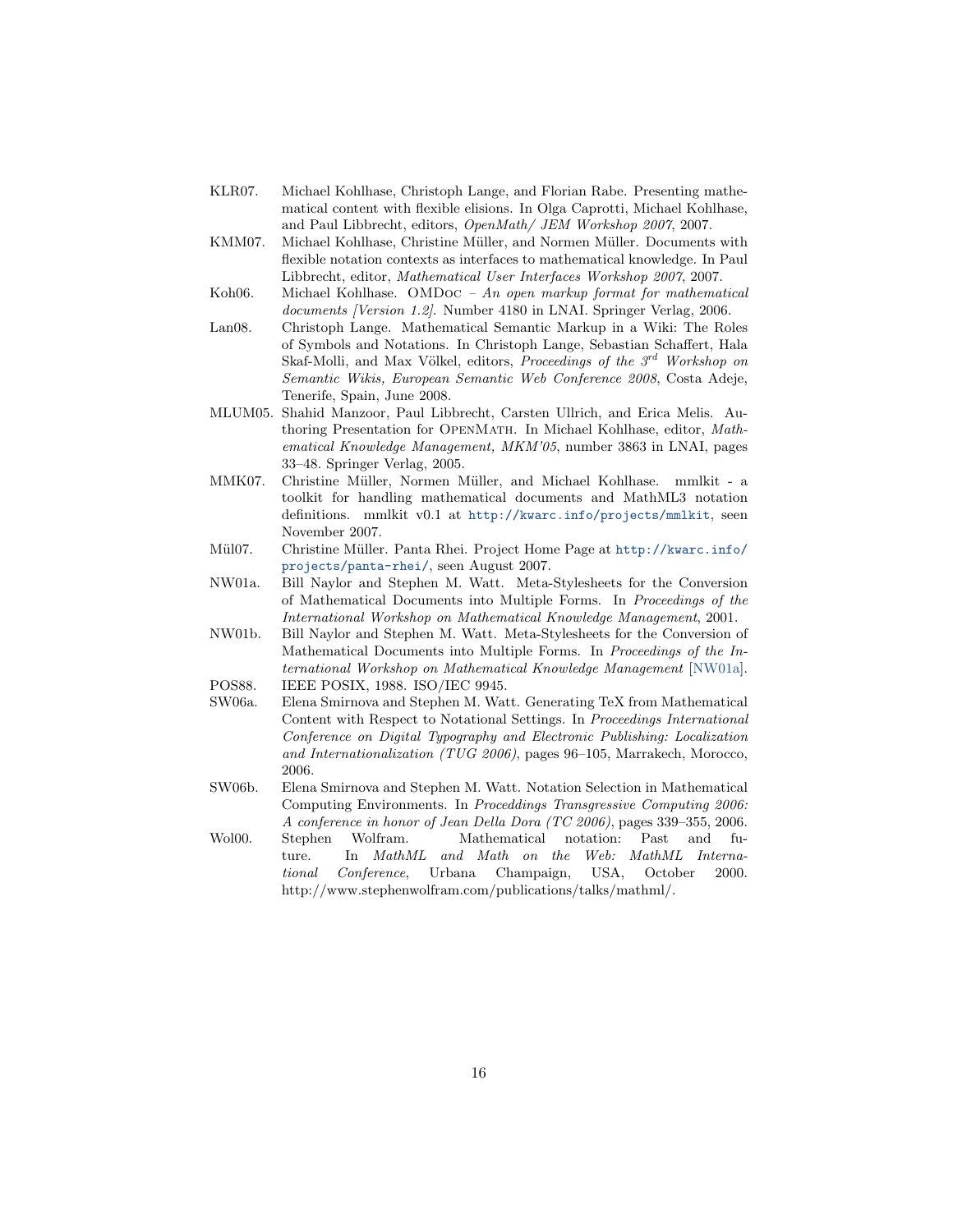KLR07. Michael Kohlhase, Christoph Lange, and Florian Rabe. Presenting mathematical content with flexible elisions. In Olga Caprotti, Michael Kohlhase, and Paul Libbrecht, editors, *OpenMath/ JEM Workshop 2007*, 2007.

KMM07. Michael Kohlhase, Christine Müller, and Normen Müller. Documents with flexible notation contexts as interfaces to mathematical knowledge. In Paul Libbrecht, editor, *Mathematical User Interfaces Workshop 2007*, 2007.

Koh06. Michael Kohlhase. OMDoc – *An open markup format for mathematical documents [Version 1.2]*. Number 4180 in LNAI. Springer Verlag, 2006.

Lan08. Christoph Lange. Mathematical Semantic Markup in a Wiki: The Roles of Symbols and Notations. In Christoph Lange, Sebastian Schaffert, Hala Skaf-Molli, and Max Völkel, editors, *Proceedings of the 3rd Workshop on Semantic Wikis, European Semantic Web Conference 2008*, Costa Adeje, Tenerife, Spain, June 2008.

MLUM05. Shahid Manzoor, Paul Libbrecht, Carsten Ullrich, and Erica Melis. Authoring Presentation for OpenMath. In Michael Kohlhase, editor, *Mathematical Knowledge Management, MKM'05*, number 3863 in LNAI, pages 33–48. Springer Verlag, 2005.

MMK07. Christine Müller, Normen Müller, and Michael Kohlhase. mmlkit - a toolkit for handling mathematical documents and MathML3 notation definitions. mmlkit v0.1 at http://kwarc.info/projects/mmlkit, seen November 2007.

Mül07. Christine Müller. Panta Rhei. Project Home Page at http://kwarc.info/projects/panta-rhei/, seen August 2007.

NW01a. Bill Naylor and Stephen M. Watt. Meta-Stylesheets for the Conversion of Mathematical Documents into Multiple Forms. In *Proceedings of the International Workshop on Mathematical Knowledge Management*, 2001.

NW01b. Bill Naylor and Stephen M. Watt. Meta-Stylesheets for the Conversion of Mathematical Documents into Multiple Forms. In *Proceedings of the International Workshop on Mathematical Knowledge Management* [NW01a].

POS88. IEEE POSIX, 1988. ISO/IEC 9945.

SW06a. Elena Smirnova and Stephen M. Watt. Generating TeX from Mathematical Content with Respect to Notational Settings. In *Proceedings International Conference on Digital Typography and Electronic Publishing: Localization and Internationalization (TUG 2006)*, pages 96–105, Marrakech, Morocco, 2006.

SW06b. Elena Smirnova and Stephen M. Watt. Notation Selection in Mathematical Computing Environments. In *Proceddings Transgressive Computing 2006: A conference in honor of Jean Della Dora (TC 2006)*, pages 339–355, 2006.

Wol00. Stephen Wolfram. Mathematical notation: Past and future. In *MathML and Math on the Web: MathML International Conference*, Urbana Champaign, USA, October 2000. http://www.stephenwolfram.com/publications/talks/mathml/.